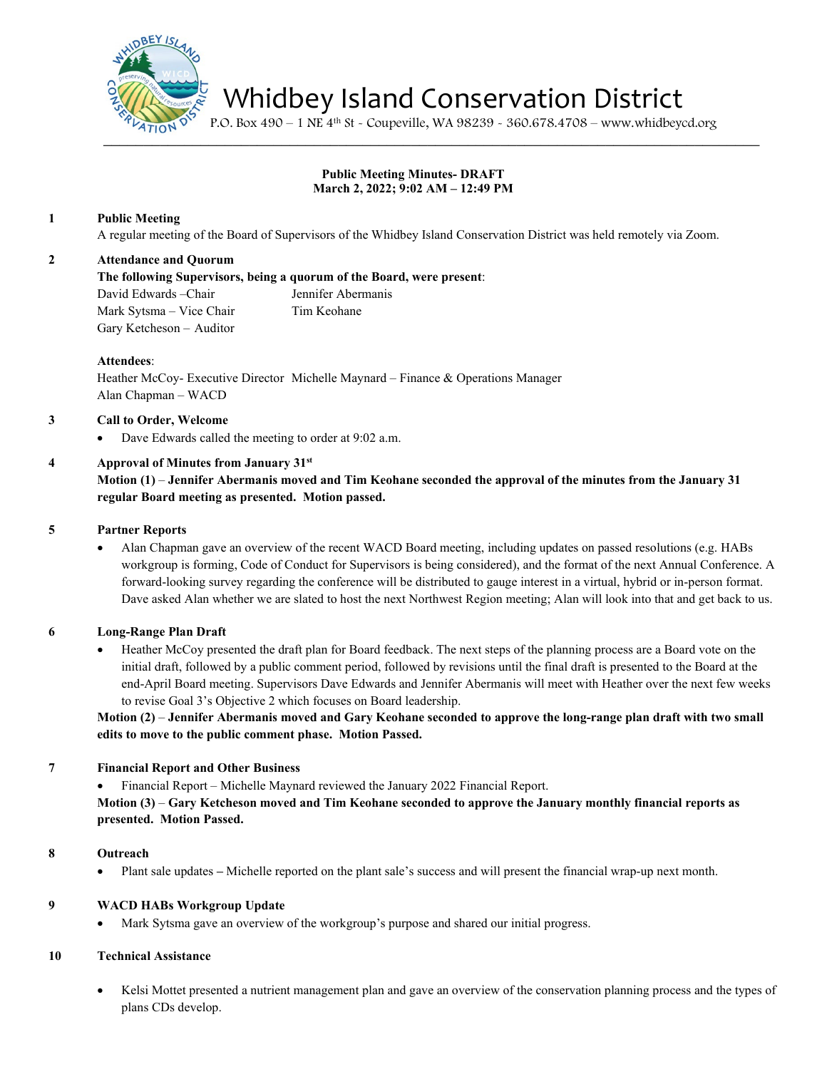# Whidbey Island Conservation District

P.O. Box 490 – 1 NE 4th St - Coupeville, WA 98239 - 360.678.4708 – www.whidbeycd.org

**Public Meeting Minutes- DRAFT**
**March 2, 2022; 9:02 AM – 12:49 PM**

**1 Public Meeting**

A regular meeting of the Board of Supervisors of the Whidbey Island Conservation District was held remotely via Zoom.

**2 Attendance and Quorum**

**The following Supervisors, being a quorum of the Board, were present**:

David Edwards –Chair
Mark Sytsma – Vice Chair
Gary Ketcheson – Auditor
Jennifer Abermanis
Tim Keohane

**Attendees**:

Heather McCoy- Executive Director
Michelle Maynard – Finance & Operations Manager
Alan Chapman – WACD

**3 Call to Order, Welcome**

- Dave Edwards called the meeting to order at 9:02 a.m.

**4 Approval of Minutes from January 31st**

**Motion (1) – Jennifer Abermanis moved and Tim Keohane seconded the approval of the minutes from the January 31 regular Board meeting as presented. Motion passed.**

**5 Partner Reports**

- Alan Chapman gave an overview of the recent WACD Board meeting, including updates on passed resolutions (e.g. HABs workgroup is forming, Code of Conduct for Supervisors is being considered), and the format of the next Annual Conference. A forward-looking survey regarding the conference will be distributed to gauge interest in a virtual, hybrid or in-person format. Dave asked Alan whether we are slated to host the next Northwest Region meeting; Alan will look into that and get back to us.

**6 Long-Range Plan Draft**

- Heather McCoy presented the draft plan for Board feedback. The next steps of the planning process are a Board vote on the initial draft, followed by a public comment period, followed by revisions until the final draft is presented to the Board at the end-April Board meeting. Supervisors Dave Edwards and Jennifer Abermanis will meet with Heather over the next few weeks to revise Goal 3's Objective 2 which focuses on Board leadership.

**Motion (2) – Jennifer Abermanis moved and Gary Keohane seconded to approve the long-range plan draft with two small edits to move to the public comment phase. Motion Passed.**

**7 Financial Report and Other Business**

- Financial Report – Michelle Maynard reviewed the January 2022 Financial Report.

**Motion (3) – Gary Ketcheson moved and Tim Keohane seconded to approve the January monthly financial reports as presented. Motion Passed.**

**8 Outreach**

- Plant sale updates – Michelle reported on the plant sale's success and will present the financial wrap-up next month.

**9 WACD HABs Workgroup Update**

- Mark Sytsma gave an overview of the workgroup's purpose and shared our initial progress.

**10 Technical Assistance**

- Kelsi Mottet presented a nutrient management plan and gave an overview of the conservation planning process and the types of plans CDs develop.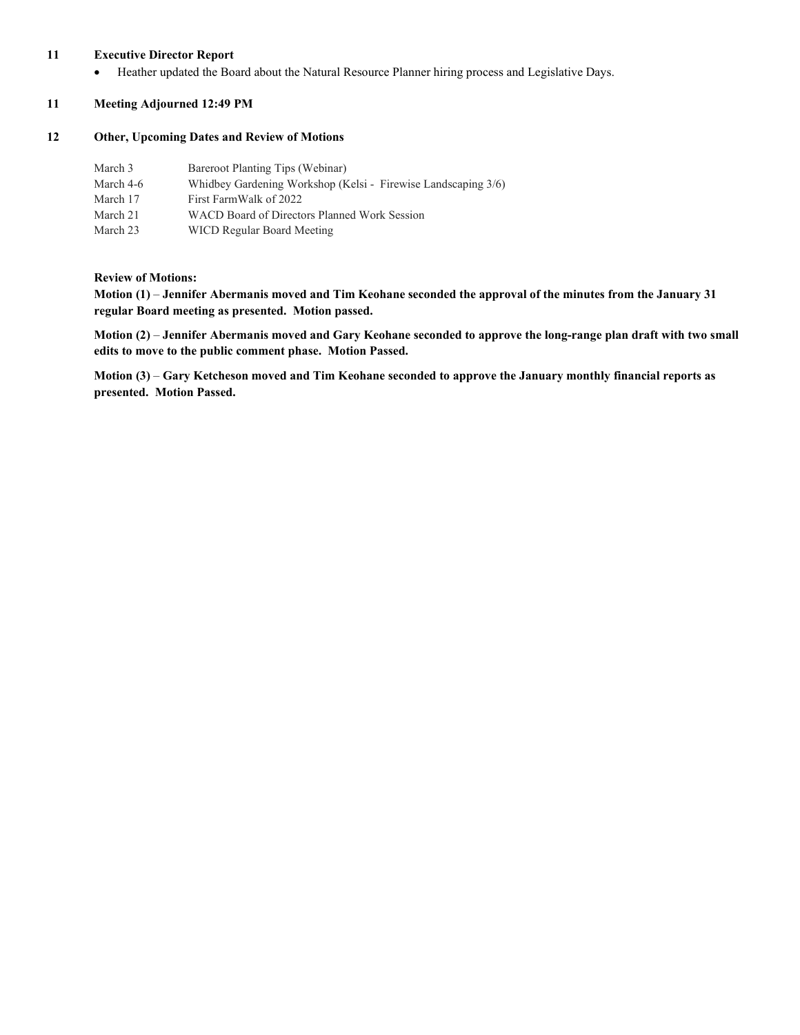**11 Executive Director Report**

- Heather updated the Board about the Natural Resource Planner hiring process and Legislative Days.

**11 Meeting Adjourned 12:49 PM**

**12 Other, Upcoming Dates and Review of Motions**

| | |
|---|---|
| March 3 | Bareroot Planting Tips (Webinar) |
| March 4-6 | Whidbey Gardening Workshop (Kelsi - Firewise Landscaping 3/6) |
| March 17 | First FarmWalk of 2022 |
| March 21 | WACD Board of Directors Planned Work Session |
| March 23 | WICD Regular Board Meeting |

**Review of Motions:**

**Motion (1) – Jennifer Abermanis moved and Tim Keohane seconded the approval of the minutes from the January 31 regular Board meeting as presented. Motion passed.**

**Motion (2) – Jennifer Abermanis moved and Gary Keohane seconded to approve the long-range plan draft with two small edits to move to the public comment phase. Motion Passed.**

**Motion (3) – Gary Ketcheson moved and Tim Keohane seconded to approve the January monthly financial reports as presented. Motion Passed.**